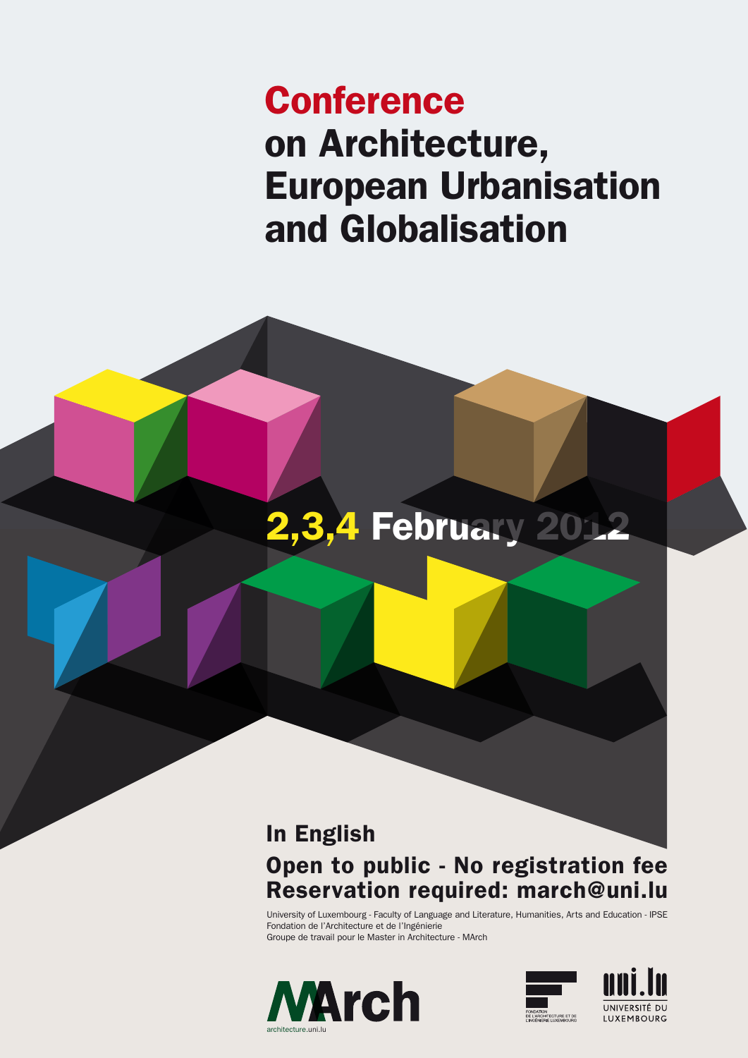# Conference on Architecture, European Urbanisation and Globalisation

**2,3,4 February 2012**

**In English**

**Open to public - No registration fee**
**Reservation required: march@uni.lu**

University of Luxembourg - Faculty of Language and Literature, Humanities, Arts and Education - IPSE
Fondation de l'Architecture et de l'Ingénierie
Groupe de travail pour le Master in Architecture - MArch

MArch
architecture.uni.lu

Fondation de l'Architecture et de l'Ingénierie Luxembourg

uni.lu
Université du Luxembourg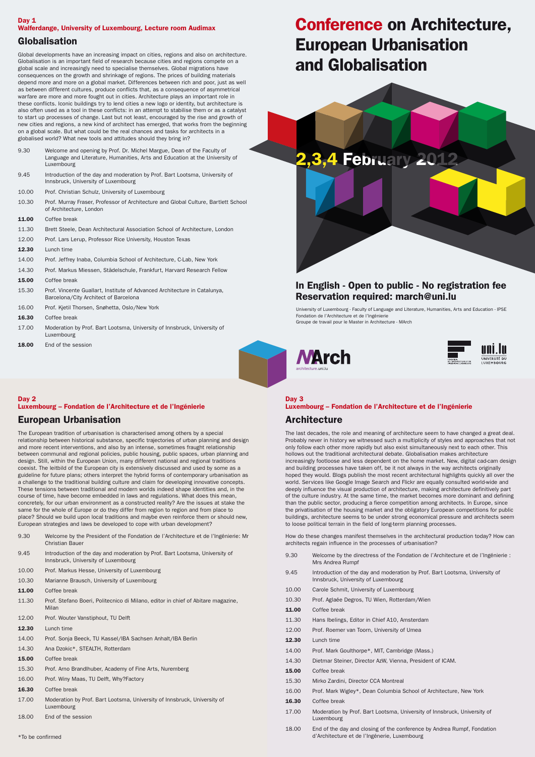# Conference on Architecture, European Urbanisation and Globalisation

2,3,4 February 2012

## In English - Open to public - No registration fee
## Reservation required: march@uni.lu

University of Luxembourg - Faculty of Language and Literature, Humanities, Arts and Education - IPSE
Fondation de l'Architecture et de l'Ingénierie
Groupe de travail pour le Master in Architecture - MArch

MArch
architecture.uni.lu

uni.lu
UNIVERSITÉ DU LUXEMBOURG

**Day 1**
**Walferdange, University of Luxembourg, Lecture room Audimax**

## Globalisation

Global developments have an increasing impact on cities, regions and also on architecture. Globalisation is an important field of research because cities and regions compete on a global scale and increasingly need to specialise themselves. Global migrations have consequences on the growth and shrinkage of regions. The prices of building materials depend more and more on a global market. Differences between rich and poor, just as well as between different cultures, produce conflicts that, as a consequence of asymmetrical warfare are more and more fought out in cities. Architecture plays an important role in these conflicts. Iconic buildings try to lend cities a new logo or identity, but architecture is also often used as a tool in these conflicts: in an attempt to stabilise them or as a catalyst to start up processes of change. Last but not least, encouraged by the rise and growth of new cities and regions, a new kind of architect has emerged, that works from the beginning on a global scale. But what could be the real chances and tasks for architects in a globalised world? What new tools and attitudes should they bring in?

| | |
|---|---|
| 9.30 | Welcome and opening by Prof. Dr. Michel Margue, Dean of the Faculty of Language and Literature, Humanities, Arts and Education at the University of Luxembourg |
| 9.45 | Introduction of the day and moderation by Prof. Bart Lootsma, University of Innsbruck, University of Luxembourg |
| 10.00 | Prof. Christian Schulz, University of Luxembourg |
| 10.30 | Prof. Murray Fraser, Professor of Architecture and Global Culture, Bartlett School of Architecture, London |
| **11.00** | Coffee break |
| 11.30 | Brett Steele, Dean Architectural Association School of Architecture, London |
| 12.00 | Prof. Lars Lerup, Professor Rice University, Houston Texas |
| **12.30** | Lunch time |
| 14.00 | Prof. Jeffrey Inaba, Columbia School of Architecture, C-Lab, New York |
| 14.30 | Prof. Markus Miessen, Städelschule, Frankfurt, Harvard Research Fellow |
| **15.00** | Coffee break |
| 15.30 | Prof. Vincente Guallart, Institute of Advanced Architecture in Catalunya, Barcelona/City Architect of Barcelona |
| 16.00 | Prof. Kjetil Thorsen, Snøhetta, Oslo/New York |
| **16.30** | Coffee break |
| 17.00 | Moderation by Prof. Bart Lootsma, University of Innsbruck, University of Luxembourg |
| **18.00** | End of the session |

**Day 2**
**Luxembourg – Fondation de l'Architecture et de l'Ingénierie**

## European Urbanisation

The European tradition of urbanisation is characterised among others by a special relationship between historical substance, specific trajectories of urban planning and design and more recent interventions, and also by an intense, sometimes fraught relationship between communal and regional policies, public housing, public spaces, urban planning and design. Still, within the European Union, many different national and regional traditions coexist. The leitbild of the European city is extensively discussed and used by some as a guideline for future plans; others interpret the hybrid forms of contemporary urbanisation as a challenge to the traditional building culture and claim for developing innovative concepts. These tensions between traditional and modern worlds indeed shape identities and, in the course of time, have become embedded in laws and regulations. What does this mean, concretely, for our urban environment as a constructed reality? Are the issues at stake the same for the whole of Europe or do they differ from region to region and from place to place? Should we build upon local traditions and maybe even reinforce them or should new, European strategies and laws be developed to cope with urban development?

| | |
|---|---|
| 9.30 | Welcome by the President of the Fondation de l'Architecture et de l'Ingénierie: Mr Christian Bauer |
| 9.45 | Introduction of the day and moderation by Prof. Bart Lootsma, University of Innsbruck, University of Luxembourg |
| 10.00 | Prof. Markus Hesse, University of Luxembourg |
| 10.30 | Marianne Brausch, University of Luxembourg |
| **11.00** | Coffee break |
| 11.30 | Prof. Stefano Boeri, Politecnico di Milano, editor in chief of Abitare magazine, Milan |
| 12.00 | Prof. Wouter Vanstiphout, TU Delft |
| **12.30** | Lunch time |
| 14.00 | Prof. Sonja Beeck, TU Kassel/IBA Sachsen Anhalt/IBA Berlin |
| 14.30 | Ana Dzokic*, STEALTH, Rotterdam |
| **15.00** | Coffee break |
| 15.30 | Prof. Arno Brandlhuber, Academy of Fine Arts, Nuremberg |
| 16.00 | Prof. Winy Maas, TU Delft, Why?Factory |
| **16.30** | Coffee break |
| 17.00 | Moderation by Prof. Bart Lootsma, University of Innsbruck, University of Luxembourg |
| 18.00 | End of the session |

*To be confirmed

**Day 3**
**Luxembourg – Fondation de l'Architecture et de l'Ingénierie**

## Architecture

The last decades, the role and meaning of architecture seem to have changed a great deal. Probably never in history we witnessed such a multiplicity of styles and approaches that not only follow each other more rapidly but also exist simultaneously next to each other. This hollows out the traditional architectural debate. Globalisation makes architecture increasingly footloose and less dependent on the home market. New, digital cad-cam design and building processes have taken off, be it not always in the way architects originally hoped they would. Blogs publish the most recent architectural highlights quickly all over the world. Services like Google Image Search and Flickr are equally consulted world-wide and deeply influence the visual production of architecture, making architecture definitively part of the culture industry. At the same time, the market becomes more dominant and defining than the public sector, producing a fierce competition among architects. In Europe, since the privatisation of the housing market and the obligatory European competitions for public buildings, architecture seems to be under strong economical pressure and architects seem to loose political terrain in the field of long-term planning processes.

How do these changes manifest themselves in the architectural production today? How can architects regain influence in the processes of urbanisation?

| | |
|---|---|
| 9.30 | Welcome by the directress of the Fondation de l'Architecture et de l'Ingénierie : Mrs Andrea Rumpf |
| 9.45 | Introduction of the day and moderation by Prof. Bart Lootsma, University of Innsbruck, University of Luxembourg |
| 10.00 | Carole Schmit, University of Luxembourg |
| 10.30 | Prof. Aglaée Degros, TU Wien, Rotterdam/Wien |
| **11.00** | Coffee break |
| 11.30 | Hans Ibelings, Editor in Chief A10, Amsterdam |
| 12.00 | Prof. Roemer van Toorn, University of Umea |
| **12.30** | Lunch time |
| 14.00 | Prof. Mark Goulthorpe*, MIT, Cambridge (Mass.) |
| 14.30 | Dietmar Steiner, Director AzW, Vienna, President of ICAM. |
| **15.00** | Coffee break |
| 15.30 | Mirko Zardini, Director CCA Montreal |
| 16.00 | Prof. Mark Wigley*, Dean Columbia School of Architecture, New York |
| **16.30** | Coffee break |
| 17.00 | Moderation by Prof. Bart Lootsma, University of Innsbruck, University of Luxembourg |
| 18.00 | End of the day and closing of the conference by Andrea Rumpf, Fondation d'Architecture et de l'Ingénerie, Luxembourg |